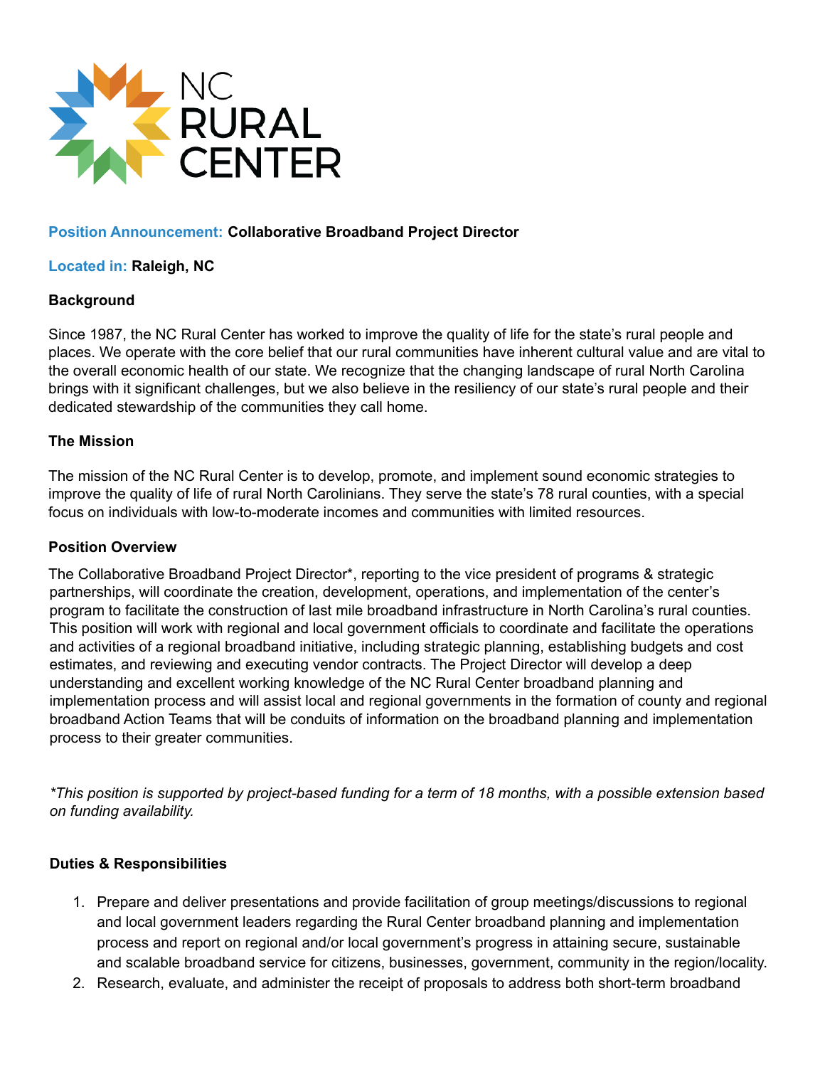NC RURAL CENTER

**Position Announcement:** **Collaborative Broadband Project Director**

**Located in:** **Raleigh, NC**

## Background

Since 1987, the NC Rural Center has worked to improve the quality of life for the state's rural people and places. We operate with the core belief that our rural communities have inherent cultural value and are vital to the overall economic health of our state. We recognize that the changing landscape of rural North Carolina brings with it significant challenges, but we also believe in the resiliency of our state's rural people and their dedicated stewardship of the communities they call home.

## The Mission

The mission of the NC Rural Center is to develop, promote, and implement sound economic strategies to improve the quality of life of rural North Carolinians. They serve the state's 78 rural counties, with a special focus on individuals with low-to-moderate incomes and communities with limited resources.

## Position Overview

The Collaborative Broadband Project Director*, reporting to the vice president of programs & strategic partnerships, will coordinate the creation, development, operations, and implementation of the center's program to facilitate the construction of last mile broadband infrastructure in North Carolina's rural counties. This position will work with regional and local government officials to coordinate and facilitate the operations and activities of a regional broadband initiative, including strategic planning, establishing budgets and cost estimates, and reviewing and executing vendor contracts. The Project Director will develop a deep understanding and excellent working knowledge of the NC Rural Center broadband planning and implementation process and will assist local and regional governments in the formation of county and regional broadband Action Teams that will be conduits of information on the broadband planning and implementation process to their greater communities.

*\*This position is supported by project-based funding for a term of 18 months, with a possible extension based on funding availability.*

## Duties & Responsibilities

1. Prepare and deliver presentations and provide facilitation of group meetings/discussions to regional and local government leaders regarding the Rural Center broadband planning and implementation process and report on regional and/or local government's progress in attaining secure, sustainable and scalable broadband service for citizens, businesses, government, community in the region/locality.
2. Research, evaluate, and administer the receipt of proposals to address both short-term broadband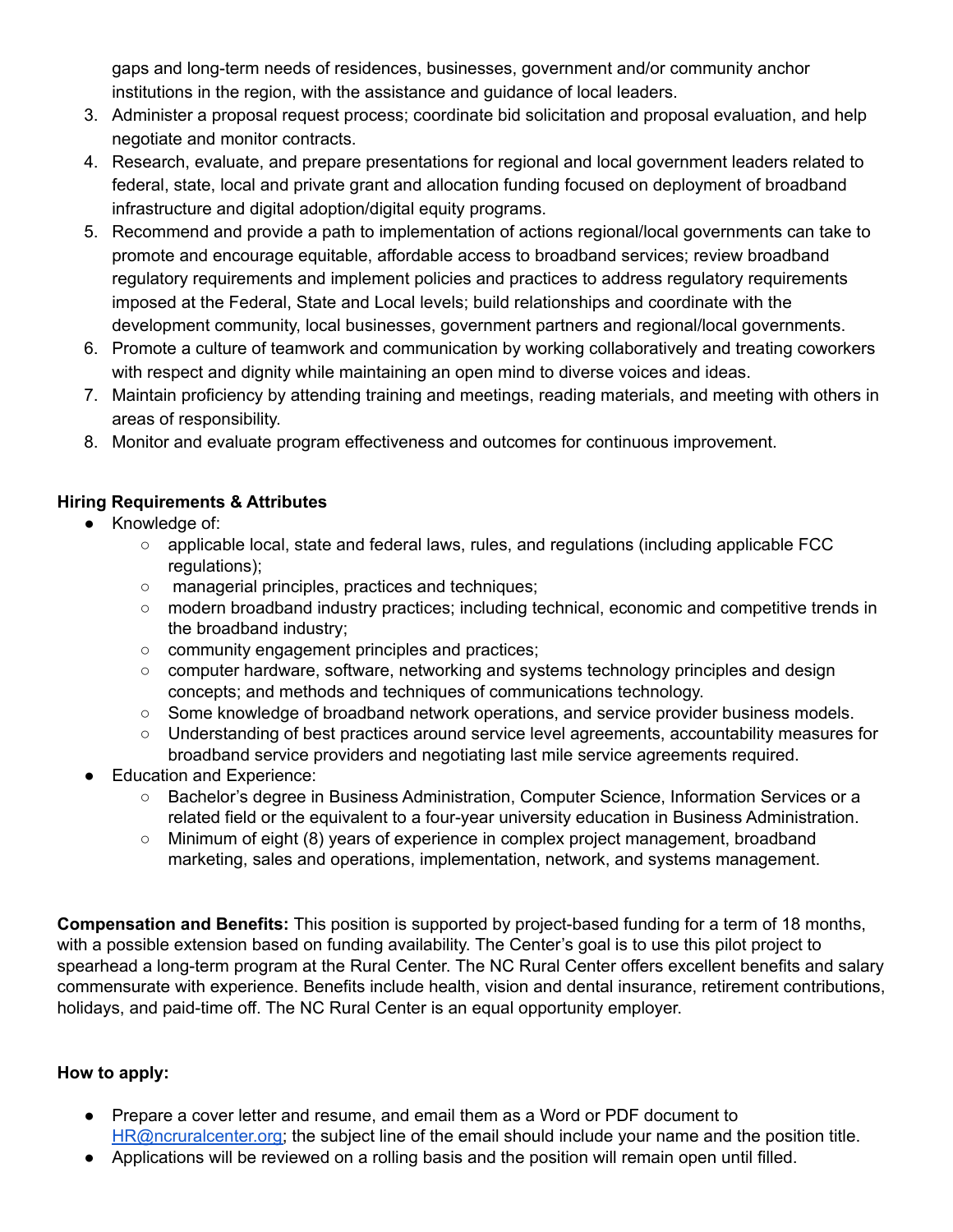gaps and long-term needs of residences, businesses, government and/or community anchor institutions in the region, with the assistance and guidance of local leaders.

3. Administer a proposal request process; coordinate bid solicitation and proposal evaluation, and help negotiate and monitor contracts.
4. Research, evaluate, and prepare presentations for regional and local government leaders related to federal, state, local and private grant and allocation funding focused on deployment of broadband infrastructure and digital adoption/digital equity programs.
5. Recommend and provide a path to implementation of actions regional/local governments can take to promote and encourage equitable, affordable access to broadband services; review broadband regulatory requirements and implement policies and practices to address regulatory requirements imposed at the Federal, State and Local levels; build relationships and coordinate with the development community, local businesses, government partners and regional/local governments.
6. Promote a culture of teamwork and communication by working collaboratively and treating coworkers with respect and dignity while maintaining an open mind to diverse voices and ideas.
7. Maintain proficiency by attending training and meetings, reading materials, and meeting with others in areas of responsibility.
8. Monitor and evaluate program effectiveness and outcomes for continuous improvement.

**Hiring Requirements & Attributes**

- Knowledge of:
  - applicable local, state and federal laws, rules, and regulations (including applicable FCC regulations);
  - managerial principles, practices and techniques;
  - modern broadband industry practices; including technical, economic and competitive trends in the broadband industry;
  - community engagement principles and practices;
  - computer hardware, software, networking and systems technology principles and design concepts; and methods and techniques of communications technology.
  - Some knowledge of broadband network operations, and service provider business models.
  - Understanding of best practices around service level agreements, accountability measures for broadband service providers and negotiating last mile service agreements required.
- Education and Experience:
  - Bachelor's degree in Business Administration, Computer Science, Information Services or a related field or the equivalent to a four-year university education in Business Administration.
  - Minimum of eight (8) years of experience in complex project management, broadband marketing, sales and operations, implementation, network, and systems management.

**Compensation and Benefits:** This position is supported by project-based funding for a term of 18 months, with a possible extension based on funding availability. The Center's goal is to use this pilot project to spearhead a long-term program at the Rural Center. The NC Rural Center offers excellent benefits and salary commensurate with experience. Benefits include health, vision and dental insurance, retirement contributions, holidays, and paid-time off. The NC Rural Center is an equal opportunity employer.

**How to apply:**

- Prepare a cover letter and resume, and email them as a Word or PDF document to HR@ncruralcenter.org; the subject line of the email should include your name and the position title.
- Applications will be reviewed on a rolling basis and the position will remain open until filled.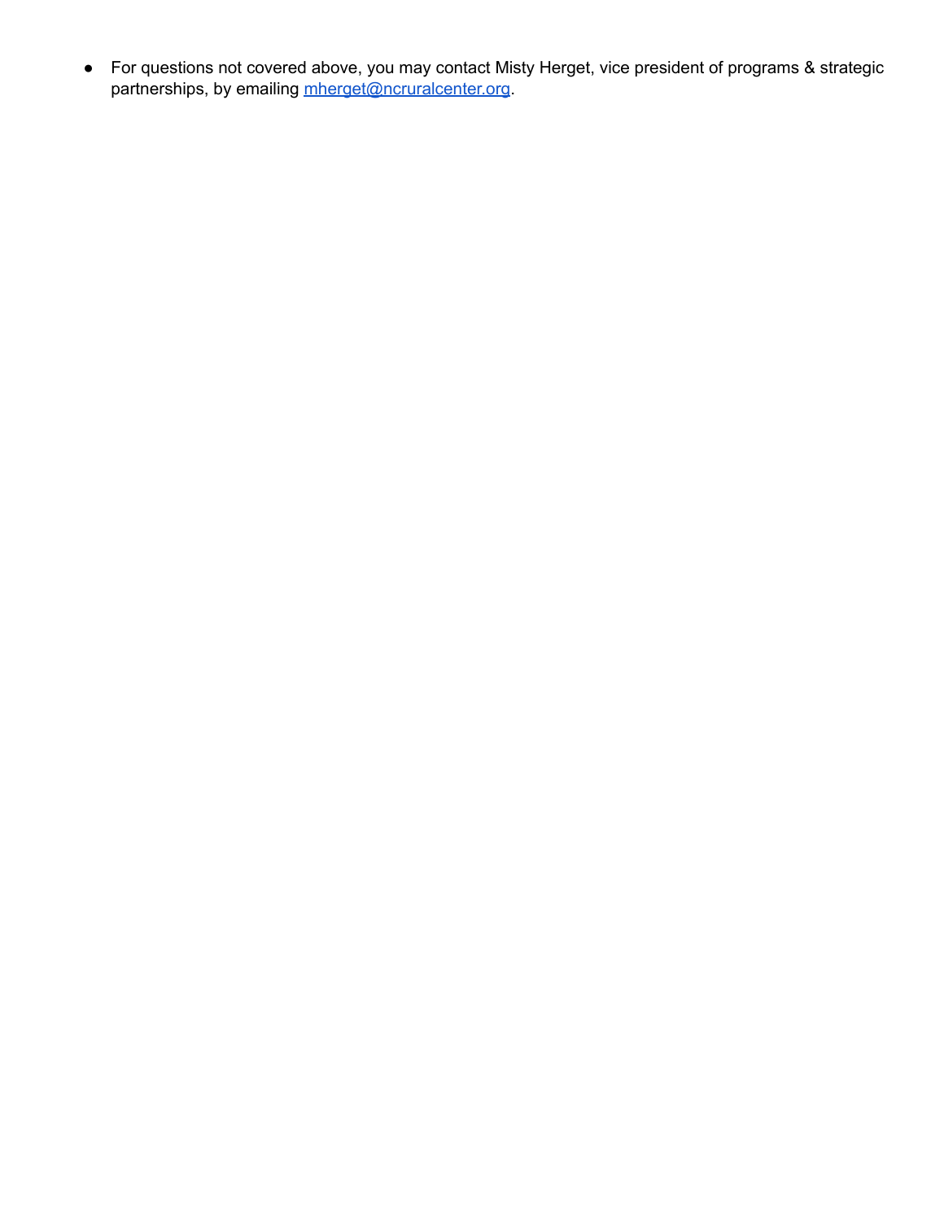- For questions not covered above, you may contact Misty Herget, vice president of programs & strategic partnerships, by emailing [mherget@ncruralcenter.org](mailto:mherget@ncruralcenter.org).